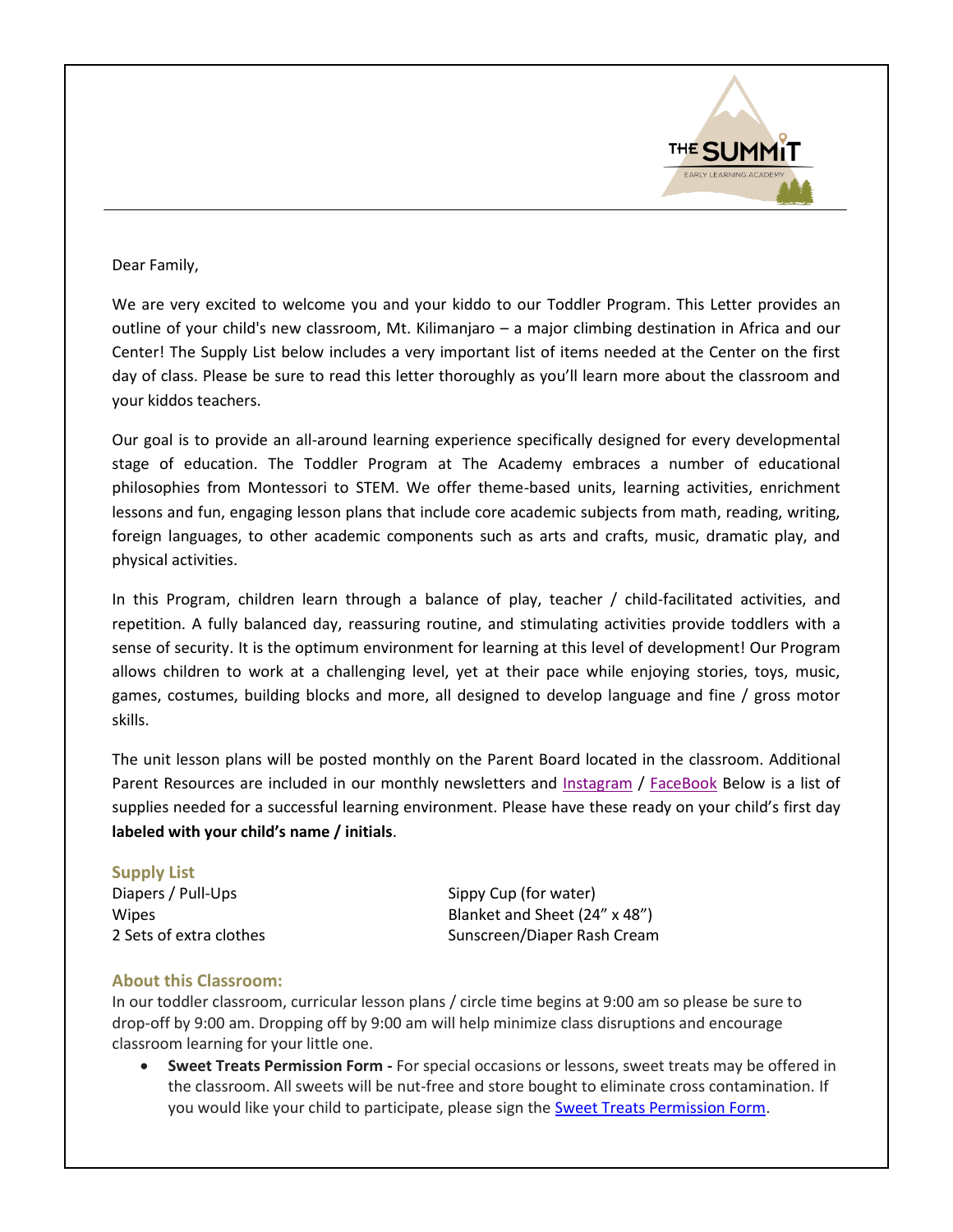Dear Family,

We are very excited to welcome you and your kiddo to our Toddler Program. This Letter provides an outline of your child's new classroom, Mt. Kilimanjaro – a major climbing destination in Africa and our Center! The Supply List below includes a very important list of items needed at the Center on the first day of class. Please be sure to read this letter thoroughly as you'll learn more about the classroom and your kiddos teachers.

Our goal is to provide an all-around learning experience specifically designed for every developmental stage of education. The Toddler Program at The Academy embraces a number of educational philosophies from Montessori to STEM. We offer theme-based units, learning activities, enrichment lessons and fun, engaging lesson plans that include core academic subjects from math, reading, writing, foreign languages, to other academic components such as arts and crafts, music, dramatic play, and physical activities.

In this Program, children learn through a balance of play, teacher / child-facilitated activities, and repetition. A fully balanced day, reassuring routine, and stimulating activities provide toddlers with a sense of security. It is the optimum environment for learning at this level of development! Our Program allows children to work at a challenging level, yet at their pace while enjoying stories, toys, music, games, costumes, building blocks and more, all designed to develop language and fine / gross motor skills.

The unit lesson plans will be posted monthly on the Parent Board located in the classroom. Additional Parent Resources are included in our monthly newsletters and Instagram / FaceBook Below is a list of supplies needed for a successful learning environment. Please have these ready on your child's first day **labeled with your child's name / initials**.

### Supply List

- Diapers / Pull-Ups
- Wipes
- 2 Sets of extra clothes
- Sippy Cup (for water)
- Blanket and Sheet (24" x 48")
- Sunscreen/Diaper Rash Cream

### About this Classroom:

In our toddler classroom, curricular lesson plans / circle time begins at 9:00 am so please be sure to drop-off by 9:00 am. Dropping off by 9:00 am will help minimize class disruptions and encourage classroom learning for your little one.

- **Sweet Treats Permission Form -** For special occasions or lessons, sweet treats may be offered in the classroom. All sweets will be nut-free and store bought to eliminate cross contamination. If you would like your child to participate, please sign the Sweet Treats Permission Form.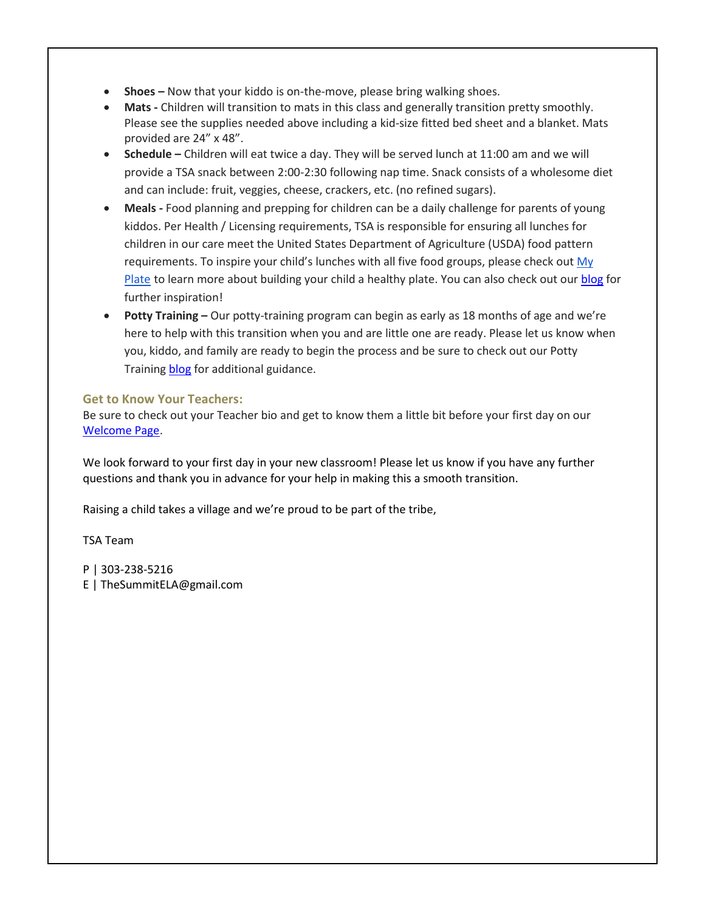- **Shoes –** Now that your kiddo is on-the-move, please bring walking shoes.
- **Mats -** Children will transition to mats in this class and generally transition pretty smoothly. Please see the supplies needed above including a kid-size fitted bed sheet and a blanket. Mats provided are 24" x 48".
- **Schedule –** Children will eat twice a day. They will be served lunch at 11:00 am and we will provide a TSA snack between 2:00-2:30 following nap time. Snack consists of a wholesome diet and can include: fruit, veggies, cheese, crackers, etc. (no refined sugars).
- **Meals -** Food planning and prepping for children can be a daily challenge for parents of young kiddos. Per Health / Licensing requirements, TSA is responsible for ensuring all lunches for children in our care meet the United States Department of Agriculture (USDA) food pattern requirements. To inspire your child's lunches with all five food groups, please check out My Plate to learn more about building your child a healthy plate. You can also check out our blog for further inspiration!
- **Potty Training –** Our potty-training program can begin as early as 18 months of age and we're here to help with this transition when you and are little one are ready. Please let us know when you, kiddo, and family are ready to begin the process and be sure to check out our Potty Training blog for additional guidance.

## Get to Know Your Teachers:

Be sure to check out your Teacher bio and get to know them a little bit before your first day on our Welcome Page.

We look forward to your first day in your new classroom! Please let us know if you have any further questions and thank you in advance for your help in making this a smooth transition.

Raising a child takes a village and we're proud to be part of the tribe,

TSA Team

P | 303-238-5216
E | TheSummitELA@gmail.com